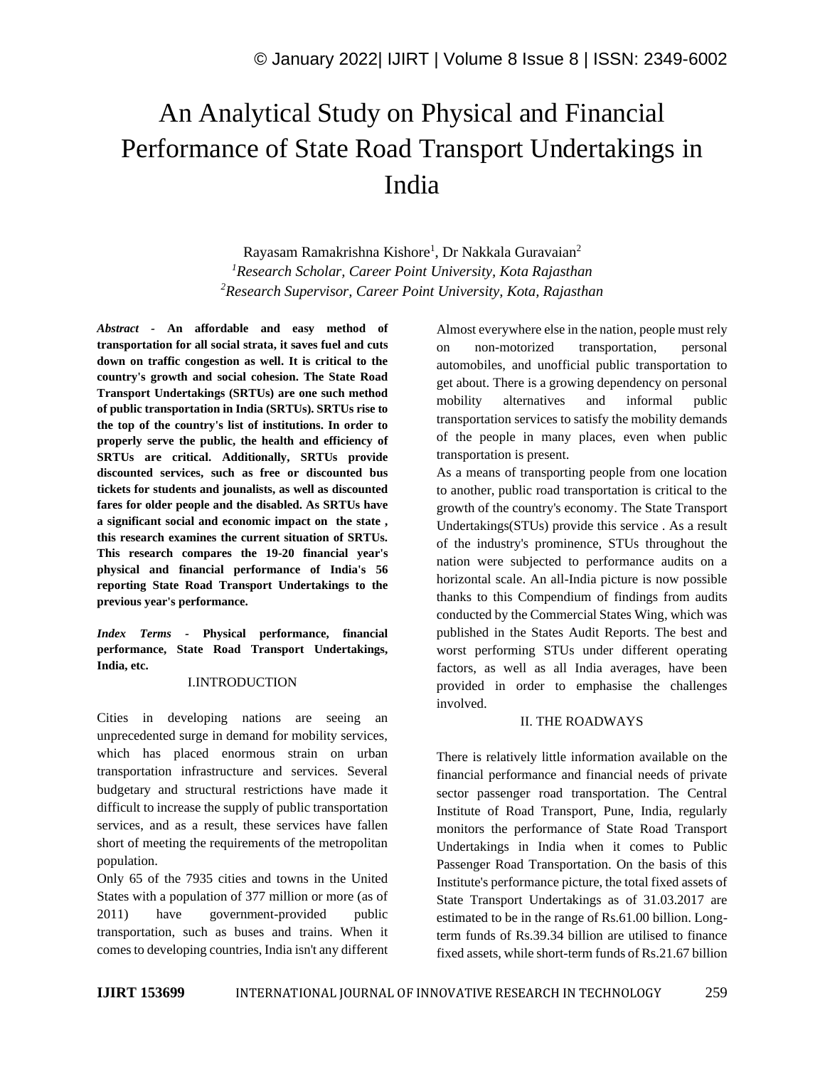# An Analytical Study on Physical and Financial Performance of State Road Transport Undertakings in India

Rayasam Ramakrishna Kishore[1], Dr Nakkala Guravaiah[2]

[1]*Research Scholar, Career Point University, Kota Rajasthan*

[2]*Research Supervisor, Career Point University, Kota, Rajasthan*

***Abstract* - An affordable and easy method of transportation for all social strata, it saves fuel and cuts down on traffic congestion as well. It is critical to the country's growth and social cohesion. The State Road Transport Undertakings (SRTUs) are one such method of public transportation in India (SRTUs). SRTUs rise to the top of the country's list of institutions. In order to properly serve the public, the health and efficiency of SRTUs are critical. Additionally, SRTUs provide discounted services, such as free or discounted bus tickets for students and jounalists, as well as discounted fares for older people and the disabled. As SRTUs have a significant social and economic impact on the state , this research examines the current situation of SRTUs. This research compares the 19-20 financial year's physical and financial performance of India's 56 reporting State Road Transport Undertakings to the previous year's performance.**

***Index Terms* - Physical performance, financial performance, State Road Transport Undertakings, India, etc.**

## I.INTRODUCTION

Cities in developing nations are seeing an unprecedented surge in demand for mobility services, which has placed enormous strain on urban transportation infrastructure and services. Several budgetary and structural restrictions have made it difficult to increase the supply of public transportation services, and as a result, these services have fallen short of meeting the requirements of the metropolitan population.

Only 65 of the 7935 cities and towns in the United States with a population of 377 million or more (as of 2011) have government-provided public transportation, such as buses and trains. When it comes to developing countries, India isn't any different Almost everywhere else in the nation, people must rely on non-motorized transportation, personal automobiles, and unofficial public transportation to get about. There is a growing dependency on personal mobility alternatives and informal public transportation services to satisfy the mobility demands of the people in many places, even when public transportation is present.

As a means of transporting people from one location to another, public road transportation is critical to the growth of the country's economy. The State Transport Undertakings(STUs) provide this service . As a result of the industry's prominence, STUs throughout the nation were subjected to performance audits on a horizontal scale. An all-India picture is now possible thanks to this Compendium of findings from audits conducted by the Commercial States Wing, which was published in the States Audit Reports. The best and worst performing STUs under different operating factors, as well as all India averages, have been provided in order to emphasise the challenges involved.

## II. THE ROADWAYS

There is relatively little information available on the financial performance and financial needs of private sector passenger road transportation. The Central Institute of Road Transport, Pune, India, regularly monitors the performance of State Road Transport Undertakings in India when it comes to Public Passenger Road Transportation. On the basis of this Institute's performance picture, the total fixed assets of State Transport Undertakings as of 31.03.2017 are estimated to be in the range of Rs.61.00 billion. Long-term funds of Rs.39.34 billion are utilised to finance fixed assets, while short-term funds of Rs.21.67 billion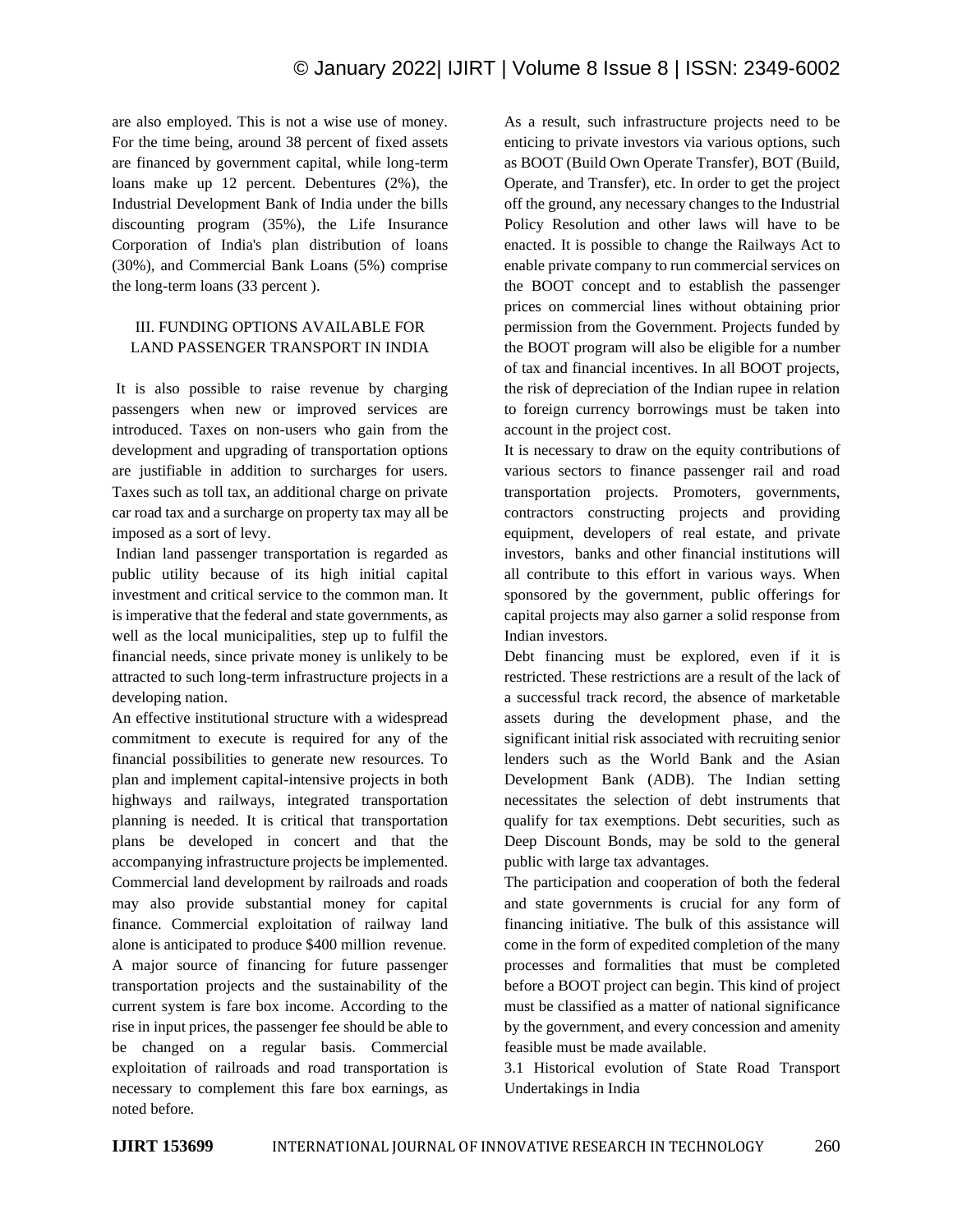are also employed. This is not a wise use of money. For the time being, around 38 percent of fixed assets are financed by government capital, while long-term loans make up 12 percent. Debentures (2%), the Industrial Development Bank of India under the bills discounting program (35%), the Life Insurance Corporation of India's plan distribution of loans (30%), and Commercial Bank Loans (5%) comprise the long-term loans (33 percent ).

## III. FUNDING OPTIONS AVAILABLE FOR LAND PASSENGER TRANSPORT IN INDIA

It is also possible to raise revenue by charging passengers when new or improved services are introduced. Taxes on non-users who gain from the development and upgrading of transportation options are justifiable in addition to surcharges for users. Taxes such as toll tax, an additional charge on private car road tax and a surcharge on property tax may all be imposed as a sort of levy.

Indian land passenger transportation is regarded as public utility because of its high initial capital investment and critical service to the common man. It is imperative that the federal and state governments, as well as the local municipalities, step up to fulfil the financial needs, since private money is unlikely to be attracted to such long-term infrastructure projects in a developing nation.

An effective institutional structure with a widespread commitment to execute is required for any of the financial possibilities to generate new resources. To plan and implement capital-intensive projects in both highways and railways, integrated transportation planning is needed. It is critical that transportation plans be developed in concert and that the accompanying infrastructure projects be implemented. Commercial land development by railroads and roads may also provide substantial money for capital finance. Commercial exploitation of railway land alone is anticipated to produce $400 million revenue. A major source of financing for future passenger transportation projects and the sustainability of the current system is fare box income. According to the rise in input prices, the passenger fee should be able to be changed on a regular basis. Commercial exploitation of railroads and road transportation is necessary to complement this fare box earnings, as noted before.

As a result, such infrastructure projects need to be enticing to private investors via various options, such as BOOT (Build Own Operate Transfer), BOT (Build, Operate, and Transfer), etc. In order to get the project off the ground, any necessary changes to the Industrial Policy Resolution and other laws will have to be enacted. It is possible to change the Railways Act to enable private company to run commercial services on the BOOT concept and to establish the passenger prices on commercial lines without obtaining prior permission from the Government. Projects funded by the BOOT program will also be eligible for a number of tax and financial incentives. In all BOOT projects, the risk of depreciation of the Indian rupee in relation to foreign currency borrowings must be taken into account in the project cost.

It is necessary to draw on the equity contributions of various sectors to finance passenger rail and road transportation projects. Promoters, governments, contractors constructing projects and providing equipment, developers of real estate, and private investors, banks and other financial institutions will all contribute to this effort in various ways. When sponsored by the government, public offerings for capital projects may also garner a solid response from Indian investors.

Debt financing must be explored, even if it is restricted. These restrictions are a result of the lack of a successful track record, the absence of marketable assets during the development phase, and the significant initial risk associated with recruiting senior lenders such as the World Bank and the Asian Development Bank (ADB). The Indian setting necessitates the selection of debt instruments that qualify for tax exemptions. Debt securities, such as Deep Discount Bonds, may be sold to the general public with large tax advantages.

The participation and cooperation of both the federal and state governments is crucial for any form of financing initiative. The bulk of this assistance will come in the form of expedited completion of the many processes and formalities that must be completed before a BOOT project can begin. This kind of project must be classified as a matter of national significance by the government, and every concession and amenity feasible must be made available.

### 3.1 Historical evolution of State Road Transport Undertakings in India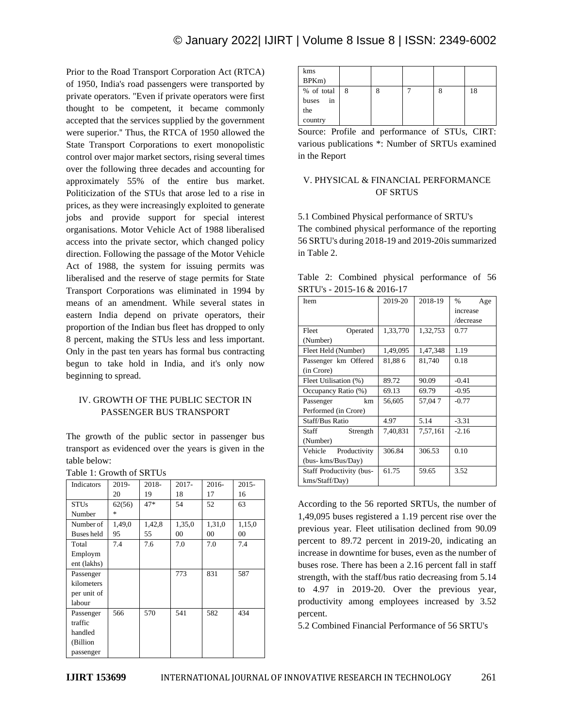Prior to the Road Transport Corporation Act (RTCA) of 1950, India's road passengers were transported by private operators. "Even if private operators were first thought to be competent, it became commonly accepted that the services supplied by the government were superior." Thus, the RTCA of 1950 allowed the State Transport Corporations to exert monopolistic control over major market sectors, rising several times over the following three decades and accounting for approximately 55% of the entire bus market. Politicization of the STUs that arose led to a rise in prices, as they were increasingly exploited to generate jobs and provide support for special interest organisations. Motor Vehicle Act of 1988 liberalised access into the private sector, which changed policy direction. Following the passage of the Motor Vehicle Act of 1988, the system for issuing permits was liberalised and the reserve of stage permits for State Transport Corporations was eliminated in 1994 by means of an amendment. While several states in eastern India depend on private operators, their proportion of the Indian bus fleet has dropped to only 8 percent, making the STUs less and less important. Only in the past ten years has formal bus contracting begun to take hold in India, and it's only now beginning to spread.

## IV. GROWTH OF THE PUBLIC SECTOR IN PASSENGER BUS TRANSPORT

The growth of the public sector in passenger bus transport as evidenced over the years is given in the table below:

Table 1: Growth of SRTUs

| Indicators | 2019-20 | 2018-19 | 2017-18 | 2016-17 | 2015-16 |
|---|---|---|---|---|---|
| STUs Number | 62(56)* | 47* | 54 | 52 | 63 |
| Number of Buses held | 1,49,095 | 1,42,855 | 1,35,000 | 1,31,000 | 1,15,000 |
| Total Employment (lakhs) | 7.4 | 7.6 | 7.0 | 7.0 | 7.4 |
| Passenger kilometers per unit of labour | | | 773 | 831 | 587 |
| Passenger traffic handled (Billion passenger kms BPKm) | 566 | 570 | 541 | 582 | 434 |
| % of total buses in the country | 8 | 8 | 7 | 8 | 18 |

Source: Profile and performance of STUs, CIRT: various publications *: Number of SRTUs examined in the Report

## V. PHYSICAL & FINANCIAL PERFORMANCE OF SRTUS

5.1 Combined Physical performance of SRTU's

The combined physical performance of the reporting 56 SRTU's during 2018-19 and 2019-20is summarized in Table 2.

Table 2: Combined physical performance of 56 SRTU's - 2015-16 & 2016-17

| Item | 2019-20 | 2018-19 | % Age increase /decrease |
|---|---|---|---|
| Fleet Operated (Number) | 1,33,770 | 1,32,753 | 0.77 |
| Fleet Held (Number) | 1,49,095 | 1,47,348 | 1.19 |
| Passenger km Offered (in Crore) | 81,88 6 | 81,740 | 0.18 |
| Fleet Utilisation (%) | 89.72 | 90.09 | -0.41 |
| Occupancy Ratio (%) | 69.13 | 69.79 | -0.95 |
| Passenger km Performed (in Crore) | 56,605 | 57,04 7 | -0.77 |
| Staff/Bus Ratio | 4.97 | 5.14 | -3.31 |
| Staff Strength (Number) | 7,40,831 | 7,57,161 | -2.16 |
| Vehicle Productivity (bus- kms/Bus/Day) | 306.84 | 306.53 | 0.10 |
| Staff Productivity (bus-kms/Staff/Day) | 61.75 | 59.65 | 3.52 |

According to the 56 reported SRTUs, the number of 1,49,095 buses registered a 1.19 percent rise over the previous year. Fleet utilisation declined from 90.09 percent to 89.72 percent in 2019-20, indicating an increase in downtime for buses, even as the number of buses rose. There has been a 2.16 percent fall in staff strength, with the staff/bus ratio decreasing from 5.14 to 4.97 in 2019-20. Over the previous year, productivity among employees increased by 3.52 percent.

5.2 Combined Financial Performance of 56 SRTU's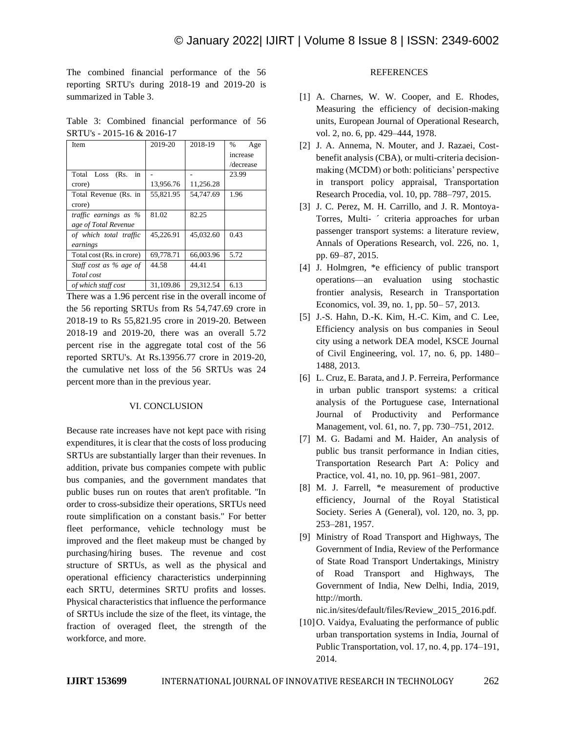The combined financial performance of the 56 reporting SRTU's during 2018-19 and 2019-20 is summarized in Table 3.

Table 3: Combined financial performance of 56 SRTU's - 2015-16 & 2016-17

| Item | 2019-20 | 2018-19 | % Age increase /decrease |
|---|---|---|---|
| Total Loss (Rs. in crore) | -13,956.76 | -11,256.28 | 23.99 |
| Total Revenue (Rs. in crore) | 55,821.95 | 54,747.69 | 1.96 |
| *traffic earnings as % age of Total Revenue* | 81.02 | 82.25 | |
| *of which total traffic earnings* | 45,226.91 | 45,032.60 | 0.43 |
| Total cost (Rs. in crore) | 69,778.71 | 66,003.96 | 5.72 |
| *Staff cost as % age of Total cost* | 44.58 | 44.41 | |
| *of which staff cost* | 31,109.86 | 29,312.54 | 6.13 |

There was a 1.96 percent rise in the overall income of the 56 reporting SRTUs from Rs 54,747.69 crore in 2018-19 to Rs 55,821.95 crore in 2019-20. Between 2018-19 and 2019-20, there was an overall 5.72 percent rise in the aggregate total cost of the 56 reported SRTU's. At Rs.13956.77 crore in 2019-20, the cumulative net loss of the 56 SRTUs was 24 percent more than in the previous year.

## VI. CONCLUSION

Because rate increases have not kept pace with rising expenditures, it is clear that the costs of loss producing SRTUs are substantially larger than their revenues. In addition, private bus companies compete with public bus companies, and the government mandates that public buses run on routes that aren't profitable. "In order to cross-subsidize their operations, SRTUs need route simplification on a constant basis." For better fleet performance, vehicle technology must be improved and the fleet makeup must be changed by purchasing/hiring buses. The revenue and cost structure of SRTUs, as well as the physical and operational efficiency characteristics underpinning each SRTU, determines SRTU profits and losses. Physical characteristics that influence the performance of SRTUs include the size of the fleet, its vintage, the fraction of overaged fleet, the strength of the workforce, and more.

## REFERENCES

[1] A. Charnes, W. W. Cooper, and E. Rhodes, Measuring the efficiency of decision-making units, European Journal of Operational Research, vol. 2, no. 6, pp. 429–444, 1978.

[2] J. A. Annema, N. Mouter, and J. Razaei, Cost-benefit analysis (CBA), or multi-criteria decision-making (MCDM) or both: politicians' perspective in transport policy appraisal, Transportation Research Procedia, vol. 10, pp. 788–797, 2015.

[3] J. C. Perez, M. H. Carrillo, and J. R. Montoya-Torres, Multi- ´ criteria approaches for urban passenger transport systems: a literature review, Annals of Operations Research, vol. 226, no. 1, pp. 69–87, 2015.

[4] J. Holmgren, *e efficiency of public transport operations—an evaluation using stochastic frontier analysis, Research in Transportation Economics, vol. 39, no. 1, pp. 50– 57, 2013.

[5] J.-S. Hahn, D.-K. Kim, H.-C. Kim, and C. Lee, Efficiency analysis on bus companies in Seoul city using a network DEA model, KSCE Journal of Civil Engineering, vol. 17, no. 6, pp. 1480–1488, 2013.

[6] L. Cruz, E. Barata, and J. P. Ferreira, Performance in urban public transport systems: a critical analysis of the Portuguese case, International Journal of Productivity and Performance Management, vol. 61, no. 7, pp. 730–751, 2012.

[7] M. G. Badami and M. Haider, An analysis of public bus transit performance in Indian cities, Transportation Research Part A: Policy and Practice, vol. 41, no. 10, pp. 961–981, 2007.

[8] M. J. Farrell, *e measurement of productive efficiency, Journal of the Royal Statistical Society. Series A (General), vol. 120, no. 3, pp. 253–281, 1957.

[9] Ministry of Road Transport and Highways, The Government of India, Review of the Performance of State Road Transport Undertakings, Ministry of Road Transport and Highways, The Government of India, New Delhi, India, 2019, http://morth. nic.in/sites/default/files/Review_2015_2016.pdf.

[10] O. Vaidya, Evaluating the performance of public urban transportation systems in India, Journal of Public Transportation, vol. 17, no. 4, pp. 174–191, 2014.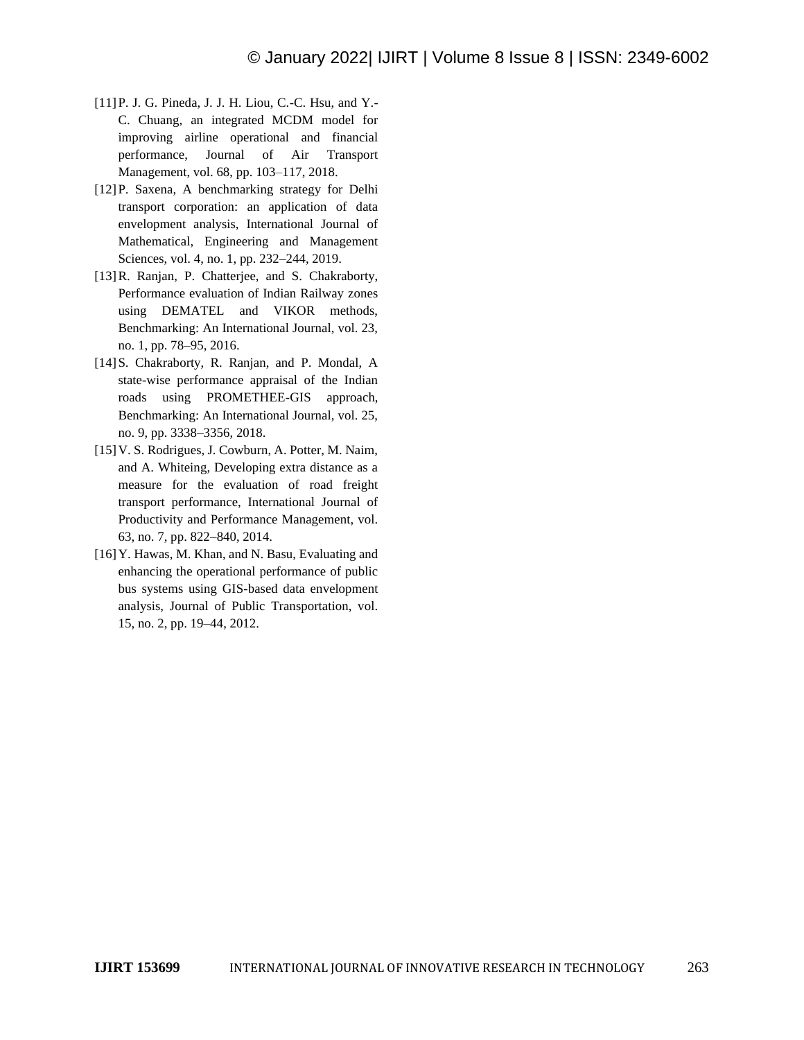[11] P. J. G. Pineda, J. J. H. Liou, C.-C. Hsu, and Y.-C. Chuang, an integrated MCDM model for improving airline operational and financial performance, Journal of Air Transport Management, vol. 68, pp. 103–117, 2018.

[12] P. Saxena, A benchmarking strategy for Delhi transport corporation: an application of data envelopment analysis, International Journal of Mathematical, Engineering and Management Sciences, vol. 4, no. 1, pp. 232–244, 2019.

[13] R. Ranjan, P. Chatterjee, and S. Chakraborty, Performance evaluation of Indian Railway zones using DEMATEL and VIKOR methods, Benchmarking: An International Journal, vol. 23, no. 1, pp. 78–95, 2016.

[14] S. Chakraborty, R. Ranjan, and P. Mondal, A state-wise performance appraisal of the Indian roads using PROMETHEE-GIS approach, Benchmarking: An International Journal, vol. 25, no. 9, pp. 3338–3356, 2018.

[15] V. S. Rodrigues, J. Cowburn, A. Potter, M. Naim, and A. Whiteing, Developing extra distance as a measure for the evaluation of road freight transport performance, International Journal of Productivity and Performance Management, vol. 63, no. 7, pp. 822–840, 2014.

[16] Y. Hawas, M. Khan, and N. Basu, Evaluating and enhancing the operational performance of public bus systems using GIS-based data envelopment analysis, Journal of Public Transportation, vol. 15, no. 2, pp. 19–44, 2012.